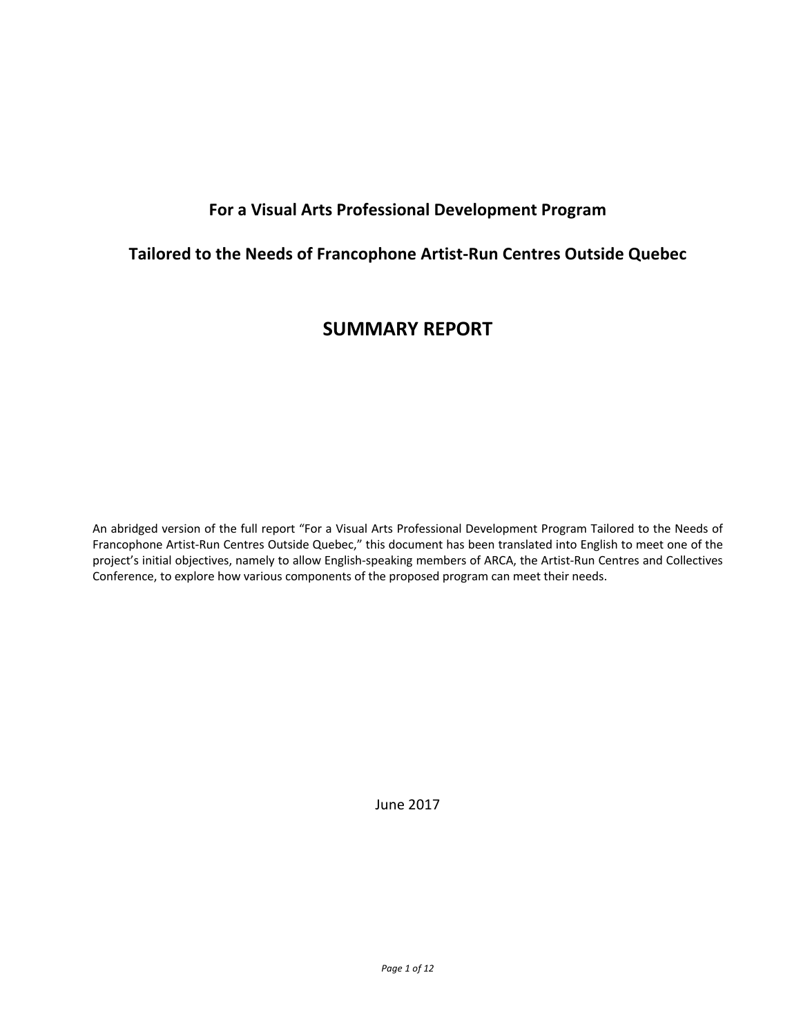# For a Visual Arts Professional Development Program

# Tailored to the Needs of Francophone Artist-Run Centres Outside Quebec

## SUMMARY REPORT

An abridged version of the full report "For a Visual Arts Professional Development Program Tailored to the Needs of Francophone Artist-Run Centres Outside Quebec," this document has been translated into English to meet one of the project's initial objectives, namely to allow English-speaking members of ARCA, the Artist-Run Centres and Collectives Conference, to explore how various components of the proposed program can meet their needs.

June 2017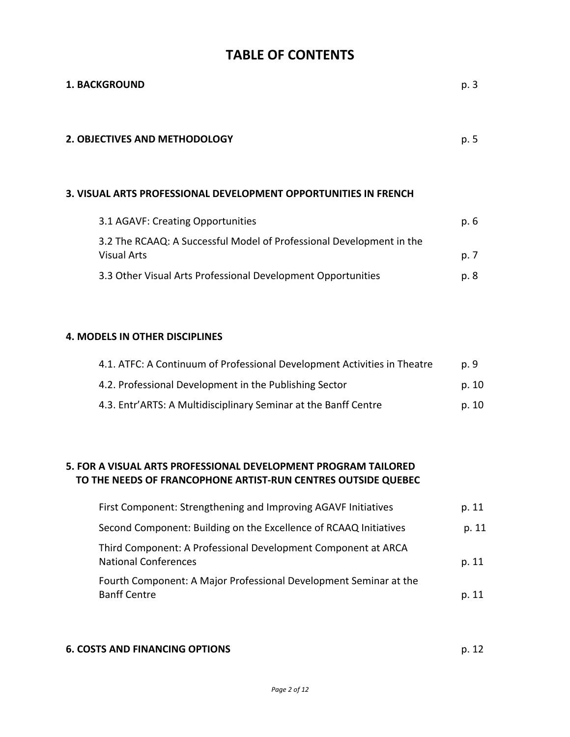# TABLE OF CONTENTS

| | |
|---|---|
| **1. BACKGROUND** | p. 3 |
| **2. OBJECTIVES AND METHODOLOGY** | p. 5 |
| **3. VISUAL ARTS PROFESSIONAL DEVELOPMENT OPPORTUNITIES IN FRENCH** | |
| 3.1 AGAVF: Creating Opportunities | p. 6 |
| 3.2 The RCAAQ: A Successful Model of Professional Development in the Visual Arts | p. 7 |
| 3.3 Other Visual Arts Professional Development Opportunities | p. 8 |
| **4. MODELS IN OTHER DISCIPLINES** | |
| 4.1. ATFC: A Continuum of Professional Development Activities in Theatre | p. 9 |
| 4.2. Professional Development in the Publishing Sector | p. 10 |
| 4.3. Entr'ARTS: A Multidisciplinary Seminar at the Banff Centre | p. 10 |
| **5. FOR A VISUAL ARTS PROFESSIONAL DEVELOPMENT PROGRAM TAILORED TO THE NEEDS OF FRANCOPHONE ARTIST-RUN CENTRES OUTSIDE QUEBEC** | |
| First Component: Strengthening and Improving AGAVF Initiatives | p. 11 |
| Second Component: Building on the Excellence of RCAAQ Initiatives | p. 11 |
| Third Component: A Professional Development Component at ARCA National Conferences | p. 11 |
| Fourth Component: A Major Professional Development Seminar at the Banff Centre | p. 11 |
| **6. COSTS AND FINANCING OPTIONS** | p. 12 |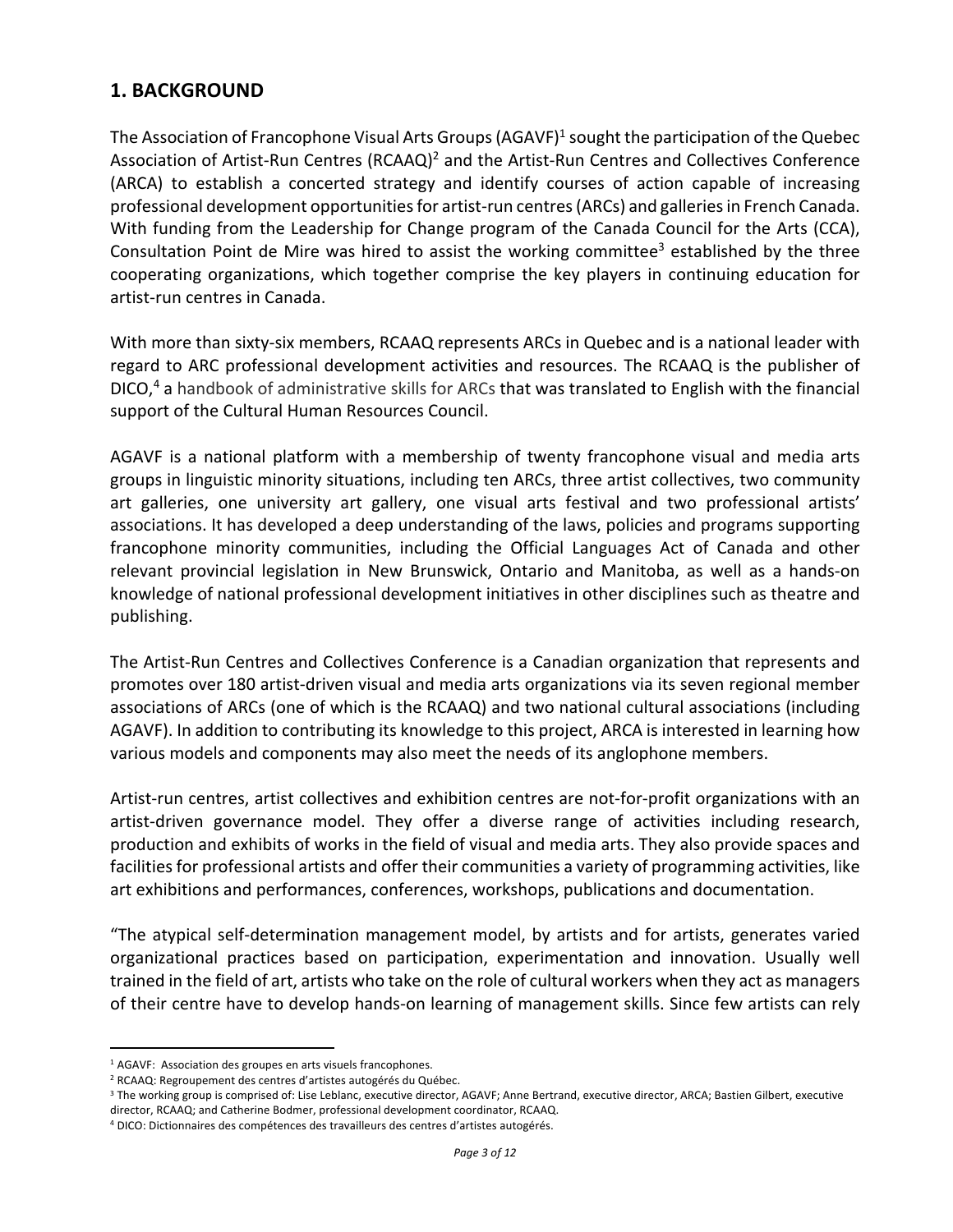## 1. BACKGROUND

The Association of Francophone Visual Arts Groups (AGAVF)[1] sought the participation of the Quebec Association of Artist-Run Centres (RCAAQ)[2] and the Artist-Run Centres and Collectives Conference (ARCA) to establish a concerted strategy and identify courses of action capable of increasing professional development opportunities for artist-run centres (ARCs) and galleries in French Canada. With funding from the Leadership for Change program of the Canada Council for the Arts (CCA), Consultation Point de Mire was hired to assist the working committee[3] established by the three cooperating organizations, which together comprise the key players in continuing education for artist-run centres in Canada.

With more than sixty-six members, RCAAQ represents ARCs in Quebec and is a national leader with regard to ARC professional development activities and resources. The RCAAQ is the publisher of DICO,[4] a handbook of administrative skills for ARCs that was translated to English with the financial support of the Cultural Human Resources Council.

AGAVF is a national platform with a membership of twenty francophone visual and media arts groups in linguistic minority situations, including ten ARCs, three artist collectives, two community art galleries, one university art gallery, one visual arts festival and two professional artists' associations. It has developed a deep understanding of the laws, policies and programs supporting francophone minority communities, including the Official Languages Act of Canada and other relevant provincial legislation in New Brunswick, Ontario and Manitoba, as well as a hands-on knowledge of national professional development initiatives in other disciplines such as theatre and publishing.

The Artist-Run Centres and Collectives Conference is a Canadian organization that represents and promotes over 180 artist-driven visual and media arts organizations via its seven regional member associations of ARCs (one of which is the RCAAQ) and two national cultural associations (including AGAVF). In addition to contributing its knowledge to this project, ARCA is interested in learning how various models and components may also meet the needs of its anglophone members.

Artist-run centres, artist collectives and exhibition centres are not-for-profit organizations with an artist-driven governance model. They offer a diverse range of activities including research, production and exhibits of works in the field of visual and media arts. They also provide spaces and facilities for professional artists and offer their communities a variety of programming activities, like art exhibitions and performances, conferences, workshops, publications and documentation.

"The atypical self-determination management model, by artists and for artists, generates varied organizational practices based on participation, experimentation and innovation. Usually well trained in the field of art, artists who take on the role of cultural workers when they act as managers of their centre have to develop hands-on learning of management skills. Since few artists can rely

---

[1] AGAVF: Association des groupes en arts visuels francophones.

[2] RCAAQ: Regroupement des centres d'artistes autogérés du Québec.

[3] The working group is comprised of: Lise Leblanc, executive director, AGAVF; Anne Bertrand, executive director, ARCA; Bastien Gilbert, executive director, RCAAQ; and Catherine Bodmer, professional development coordinator, RCAAQ.

[4] DICO: Dictionnaires des compétences des travailleurs des centres d'artistes autogérés.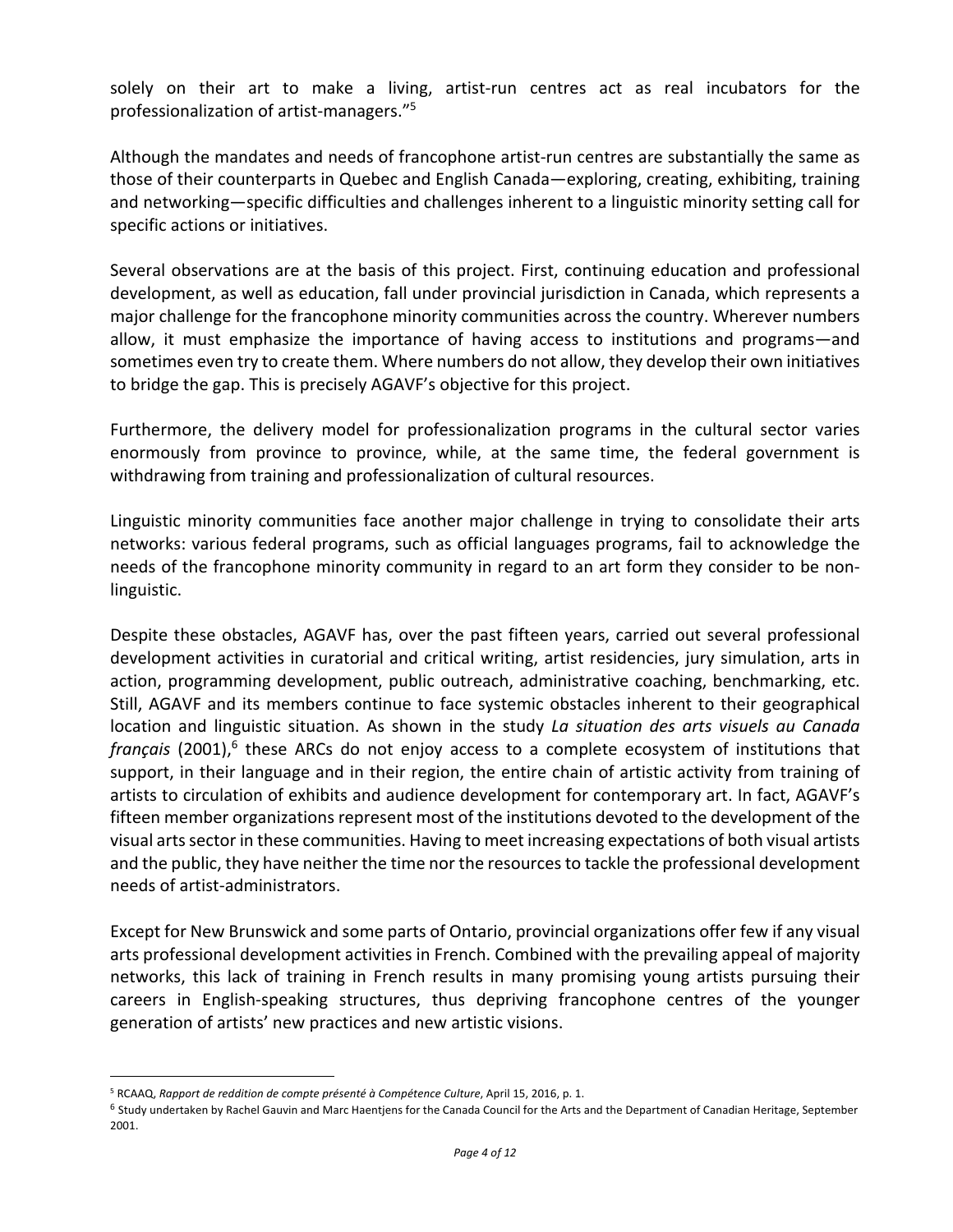solely on their art to make a living, artist-run centres act as real incubators for the professionalization of artist-managers."[5]

Although the mandates and needs of francophone artist-run centres are substantially the same as those of their counterparts in Quebec and English Canada—exploring, creating, exhibiting, training and networking—specific difficulties and challenges inherent to a linguistic minority setting call for specific actions or initiatives.

Several observations are at the basis of this project. First, continuing education and professional development, as well as education, fall under provincial jurisdiction in Canada, which represents a major challenge for the francophone minority communities across the country. Wherever numbers allow, it must emphasize the importance of having access to institutions and programs—and sometimes even try to create them. Where numbers do not allow, they develop their own initiatives to bridge the gap. This is precisely AGAVF's objective for this project.

Furthermore, the delivery model for professionalization programs in the cultural sector varies enormously from province to province, while, at the same time, the federal government is withdrawing from training and professionalization of cultural resources.

Linguistic minority communities face another major challenge in trying to consolidate their arts networks: various federal programs, such as official languages programs, fail to acknowledge the needs of the francophone minority community in regard to an art form they consider to be non-linguistic.

Despite these obstacles, AGAVF has, over the past fifteen years, carried out several professional development activities in curatorial and critical writing, artist residencies, jury simulation, arts in action, programming development, public outreach, administrative coaching, benchmarking, etc. Still, AGAVF and its members continue to face systemic obstacles inherent to their geographical location and linguistic situation. As shown in the study *La situation des arts visuels au Canada français* (2001),[6] these ARCs do not enjoy access to a complete ecosystem of institutions that support, in their language and in their region, the entire chain of artistic activity from training of artists to circulation of exhibits and audience development for contemporary art. In fact, AGAVF's fifteen member organizations represent most of the institutions devoted to the development of the visual arts sector in these communities. Having to meet increasing expectations of both visual artists and the public, they have neither the time nor the resources to tackle the professional development needs of artist-administrators.

Except for New Brunswick and some parts of Ontario, provincial organizations offer few if any visual arts professional development activities in French. Combined with the prevailing appeal of majority networks, this lack of training in French results in many promising young artists pursuing their careers in English-speaking structures, thus depriving francophone centres of the younger generation of artists' new practices and new artistic visions.

---

[5] RCAAQ, *Rapport de reddition de compte présenté à Compétence Culture*, April 15, 2016, p. 1.

[6] Study undertaken by Rachel Gauvin and Marc Haentjens for the Canada Council for the Arts and the Department of Canadian Heritage, September 2001.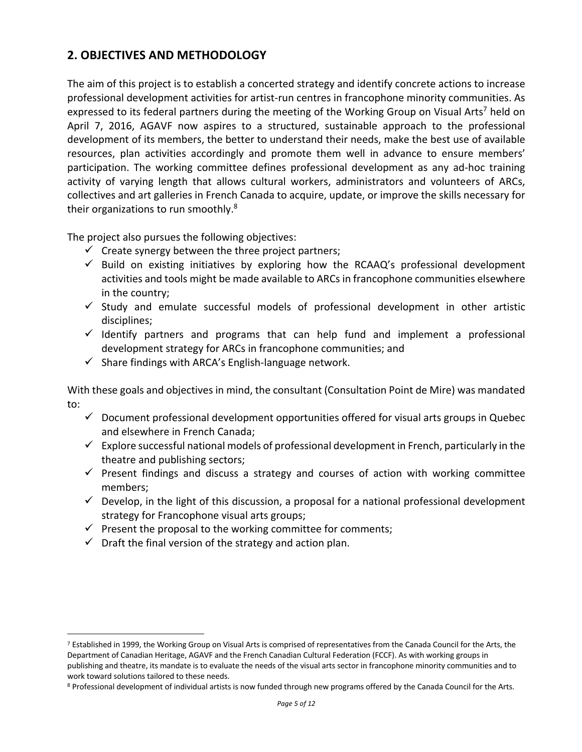## 2. OBJECTIVES AND METHODOLOGY

The aim of this project is to establish a concerted strategy and identify concrete actions to increase professional development activities for artist-run centres in francophone minority communities. As expressed to its federal partners during the meeting of the Working Group on Visual Arts[7] held on April 7, 2016, AGAVF now aspires to a structured, sustainable approach to the professional development of its members, the better to understand their needs, make the best use of available resources, plan activities accordingly and promote them well in advance to ensure members' participation. The working committee defines professional development as any ad-hoc training activity of varying length that allows cultural workers, administrators and volunteers of ARCs, collectives and art galleries in French Canada to acquire, update, or improve the skills necessary for their organizations to run smoothly.[8]

The project also pursues the following objectives:

- ✓ Create synergy between the three project partners;
- ✓ Build on existing initiatives by exploring how the RCAAQ's professional development activities and tools might be made available to ARCs in francophone communities elsewhere in the country;
- ✓ Study and emulate successful models of professional development in other artistic disciplines;
- ✓ Identify partners and programs that can help fund and implement a professional development strategy for ARCs in francophone communities; and
- ✓ Share findings with ARCA's English-language network.

With these goals and objectives in mind, the consultant (Consultation Point de Mire) was mandated to:

- ✓ Document professional development opportunities offered for visual arts groups in Quebec and elsewhere in French Canada;
- ✓ Explore successful national models of professional development in French, particularly in the theatre and publishing sectors;
- ✓ Present findings and discuss a strategy and courses of action with working committee members;
- ✓ Develop, in the light of this discussion, a proposal for a national professional development strategy for Francophone visual arts groups;
- ✓ Present the proposal to the working committee for comments;
- ✓ Draft the final version of the strategy and action plan.

---

[7] Established in 1999, the Working Group on Visual Arts is comprised of representatives from the Canada Council for the Arts, the Department of Canadian Heritage, AGAVF and the French Canadian Cultural Federation (FCCF). As with working groups in publishing and theatre, its mandate is to evaluate the needs of the visual arts sector in francophone minority communities and to work toward solutions tailored to these needs.

[8] Professional development of individual artists is now funded through new programs offered by the Canada Council for the Arts.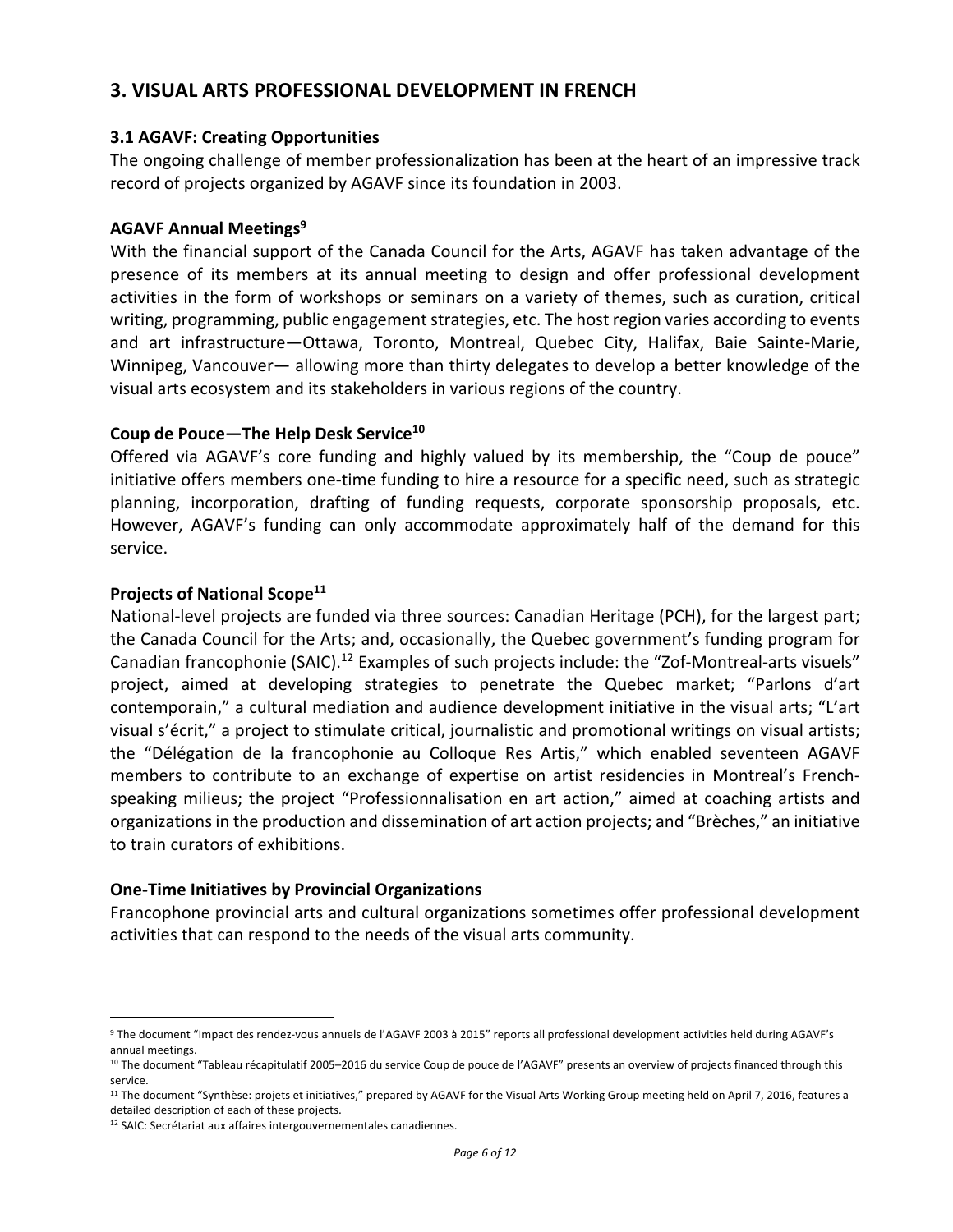## 3. VISUAL ARTS PROFESSIONAL DEVELOPMENT IN FRENCH

### 3.1 AGAVF: Creating Opportunities

The ongoing challenge of member professionalization has been at the heart of an impressive track record of projects organized by AGAVF since its foundation in 2003.

**AGAVF Annual Meetings[9]**

With the financial support of the Canada Council for the Arts, AGAVF has taken advantage of the presence of its members at its annual meeting to design and offer professional development activities in the form of workshops or seminars on a variety of themes, such as curation, critical writing, programming, public engagement strategies, etc. The host region varies according to events and art infrastructure—Ottawa, Toronto, Montreal, Quebec City, Halifax, Baie Sainte-Marie, Winnipeg, Vancouver— allowing more than thirty delegates to develop a better knowledge of the visual arts ecosystem and its stakeholders in various regions of the country.

**Coup de Pouce—The Help Desk Service[10]**

Offered via AGAVF's core funding and highly valued by its membership, the "Coup de pouce" initiative offers members one-time funding to hire a resource for a specific need, such as strategic planning, incorporation, drafting of funding requests, corporate sponsorship proposals, etc. However, AGAVF's funding can only accommodate approximately half of the demand for this service.

**Projects of National Scope[11]**

National-level projects are funded via three sources: Canadian Heritage (PCH), for the largest part; the Canada Council for the Arts; and, occasionally, the Quebec government's funding program for Canadian francophonie (SAIC).[12] Examples of such projects include: the "Zof-Montreal-arts visuels" project, aimed at developing strategies to penetrate the Quebec market; "Parlons d'art contemporain," a cultural mediation and audience development initiative in the visual arts; "L'art visual s'écrit," a project to stimulate critical, journalistic and promotional writings on visual artists; the "Délégation de la francophonie au Colloque Res Artis," which enabled seventeen AGAVF members to contribute to an exchange of expertise on artist residencies in Montreal's French-speaking milieus; the project "Professionnalisation en art action," aimed at coaching artists and organizations in the production and dissemination of art action projects; and "Brèches," an initiative to train curators of exhibitions.

**One-Time Initiatives by Provincial Organizations**

Francophone provincial arts and cultural organizations sometimes offer professional development activities that can respond to the needs of the visual arts community.

---

[9] The document "Impact des rendez-vous annuels de l'AGAVF 2003 à 2015" reports all professional development activities held during AGAVF's annual meetings.

[10] The document "Tableau récapitulatif 2005–2016 du service Coup de pouce de l'AGAVF" presents an overview of projects financed through this service.

[11] The document "Synthèse: projets et initiatives," prepared by AGAVF for the Visual Arts Working Group meeting held on April 7, 2016, features a detailed description of each of these projects.

[12] SAIC: Secrétariat aux affaires intergouvernementales canadiennes.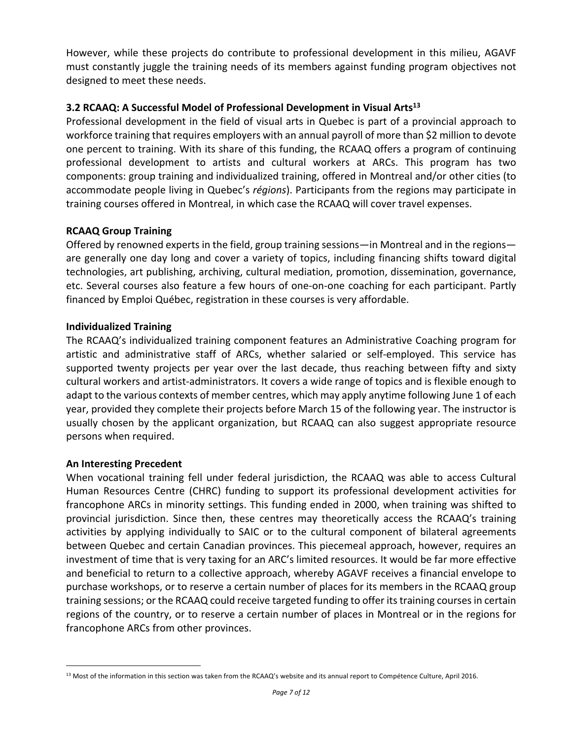However, while these projects do contribute to professional development in this milieu, AGAVF must constantly juggle the training needs of its members against funding program objectives not designed to meet these needs.

### 3.2 RCAAQ: A Successful Model of Professional Development in Visual Arts[13]

Professional development in the field of visual arts in Quebec is part of a provincial approach to workforce training that requires employers with an annual payroll of more than $2 million to devote one percent to training. With its share of this funding, the RCAAQ offers a program of continuing professional development to artists and cultural workers at ARCs. This program has two components: group training and individualized training, offered in Montreal and/or other cities (to accommodate people living in Quebec's *régions*). Participants from the regions may participate in training courses offered in Montreal, in which case the RCAAQ will cover travel expenses.

**RCAAQ Group Training**

Offered by renowned experts in the field, group training sessions—in Montreal and in the regions—are generally one day long and cover a variety of topics, including financing shifts toward digital technologies, art publishing, archiving, cultural mediation, promotion, dissemination, governance, etc. Several courses also feature a few hours of one-on-one coaching for each participant. Partly financed by Emploi Québec, registration in these courses is very affordable.

**Individualized Training**

The RCAAQ's individualized training component features an Administrative Coaching program for artistic and administrative staff of ARCs, whether salaried or self-employed. This service has supported twenty projects per year over the last decade, thus reaching between fifty and sixty cultural workers and artist-administrators. It covers a wide range of topics and is flexible enough to adapt to the various contexts of member centres, which may apply anytime following June 1 of each year, provided they complete their projects before March 15 of the following year. The instructor is usually chosen by the applicant organization, but RCAAQ can also suggest appropriate resource persons when required.

**An Interesting Precedent**

When vocational training fell under federal jurisdiction, the RCAAQ was able to access Cultural Human Resources Centre (CHRC) funding to support its professional development activities for francophone ARCs in minority settings. This funding ended in 2000, when training was shifted to provincial jurisdiction. Since then, these centres may theoretically access the RCAAQ's training activities by applying individually to SAIC or to the cultural component of bilateral agreements between Quebec and certain Canadian provinces. This piecemeal approach, however, requires an investment of time that is very taxing for an ARC's limited resources. It would be far more effective and beneficial to return to a collective approach, whereby AGAVF receives a financial envelope to purchase workshops, or to reserve a certain number of places for its members in the RCAAQ group training sessions; or the RCAAQ could receive targeted funding to offer its training courses in certain regions of the country, or to reserve a certain number of places in Montreal or in the regions for francophone ARCs from other provinces.

---

[13] Most of the information in this section was taken from the RCAAQ's website and its annual report to Compétence Culture, April 2016.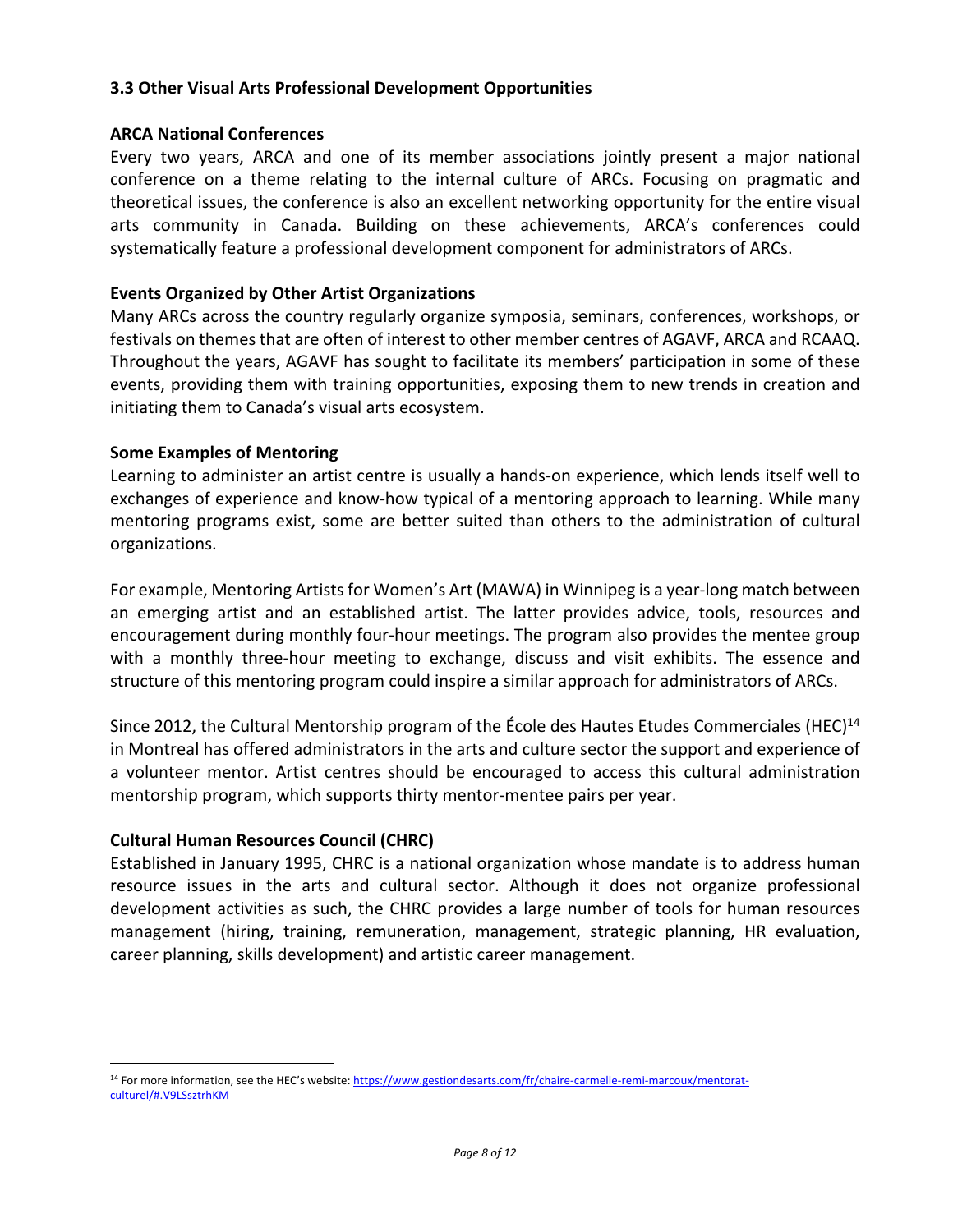### 3.3 Other Visual Arts Professional Development Opportunities

**ARCA National Conferences**

Every two years, ARCA and one of its member associations jointly present a major national conference on a theme relating to the internal culture of ARCs. Focusing on pragmatic and theoretical issues, the conference is also an excellent networking opportunity for the entire visual arts community in Canada. Building on these achievements, ARCA's conferences could systematically feature a professional development component for administrators of ARCs.

**Events Organized by Other Artist Organizations**

Many ARCs across the country regularly organize symposia, seminars, conferences, workshops, or festivals on themes that are often of interest to other member centres of AGAVF, ARCA and RCAAQ. Throughout the years, AGAVF has sought to facilitate its members' participation in some of these events, providing them with training opportunities, exposing them to new trends in creation and initiating them to Canada's visual arts ecosystem.

**Some Examples of Mentoring**

Learning to administer an artist centre is usually a hands-on experience, which lends itself well to exchanges of experience and know-how typical of a mentoring approach to learning. While many mentoring programs exist, some are better suited than others to the administration of cultural organizations.

For example, Mentoring Artists for Women's Art (MAWA) in Winnipeg is a year-long match between an emerging artist and an established artist. The latter provides advice, tools, resources and encouragement during monthly four-hour meetings. The program also provides the mentee group with a monthly three-hour meeting to exchange, discuss and visit exhibits. The essence and structure of this mentoring program could inspire a similar approach for administrators of ARCs.

Since 2012, the Cultural Mentorship program of the École des Hautes Etudes Commerciales (HEC)[14] in Montreal has offered administrators in the arts and culture sector the support and experience of a volunteer mentor. Artist centres should be encouraged to access this cultural administration mentorship program, which supports thirty mentor-mentee pairs per year.

**Cultural Human Resources Council (CHRC)**

Established in January 1995, CHRC is a national organization whose mandate is to address human resource issues in the arts and cultural sector. Although it does not organize professional development activities as such, the CHRC provides a large number of tools for human resources management (hiring, training, remuneration, management, strategic planning, HR evaluation, career planning, skills development) and artistic career management.

---

[14] For more information, see the HEC's website: https://www.gestiondesarts.com/fr/chaire-carmelle-remi-marcoux/mentorat-culturel/#.V9LSsztrhKM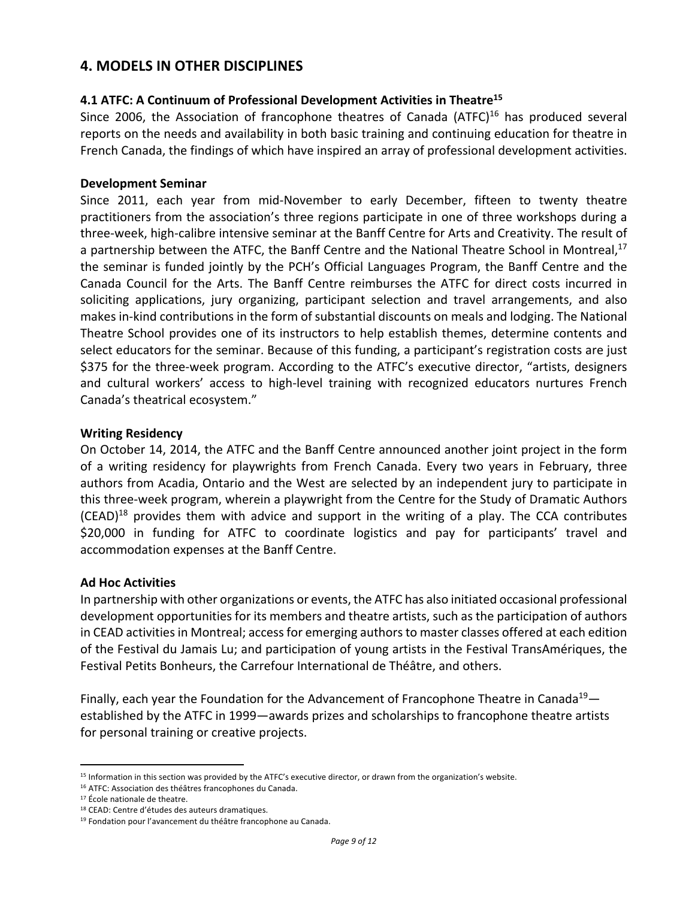## 4. MODELS IN OTHER DISCIPLINES

### 4.1 ATFC: A Continuum of Professional Development Activities in Theatre[15]

Since 2006, the Association of francophone theatres of Canada (ATFC)[16] has produced several reports on the needs and availability in both basic training and continuing education for theatre in French Canada, the findings of which have inspired an array of professional development activities.

**Development Seminar**

Since 2011, each year from mid-November to early December, fifteen to twenty theatre practitioners from the association's three regions participate in one of three workshops during a three-week, high-calibre intensive seminar at the Banff Centre for Arts and Creativity. The result of a partnership between the ATFC, the Banff Centre and the National Theatre School in Montreal,[17] the seminar is funded jointly by the PCH's Official Languages Program, the Banff Centre and the Canada Council for the Arts. The Banff Centre reimburses the ATFC for direct costs incurred in soliciting applications, jury organizing, participant selection and travel arrangements, and also makes in-kind contributions in the form of substantial discounts on meals and lodging. The National Theatre School provides one of its instructors to help establish themes, determine contents and select educators for the seminar. Because of this funding, a participant's registration costs are just $375 for the three-week program. According to the ATFC's executive director, "artists, designers and cultural workers' access to high-level training with recognized educators nurtures French Canada's theatrical ecosystem."

**Writing Residency**

On October 14, 2014, the ATFC and the Banff Centre announced another joint project in the form of a writing residency for playwrights from French Canada. Every two years in February, three authors from Acadia, Ontario and the West are selected by an independent jury to participate in this three-week program, wherein a playwright from the Centre for the Study of Dramatic Authors (CEAD)[18] provides them with advice and support in the writing of a play. The CCA contributes $20,000 in funding for ATFC to coordinate logistics and pay for participants' travel and accommodation expenses at the Banff Centre.

**Ad Hoc Activities**

In partnership with other organizations or events, the ATFC has also initiated occasional professional development opportunities for its members and theatre artists, such as the participation of authors in CEAD activities in Montreal; access for emerging authors to master classes offered at each edition of the Festival du Jamais Lu; and participation of young artists in the Festival TransAmériques, the Festival Petits Bonheurs, the Carrefour International de Théâtre, and others.

Finally, each year the Foundation for the Advancement of Francophone Theatre in Canada[19]—established by the ATFC in 1999—awards prizes and scholarships to francophone theatre artists for personal training or creative projects.

---

[15] Information in this section was provided by the ATFC's executive director, or drawn from the organization's website.

[16] ATFC: Association des théâtres francophones du Canada.

[17] École nationale de theatre.

[18] CEAD: Centre d'études des auteurs dramatiques.

[19] Fondation pour l'avancement du théâtre francophone au Canada.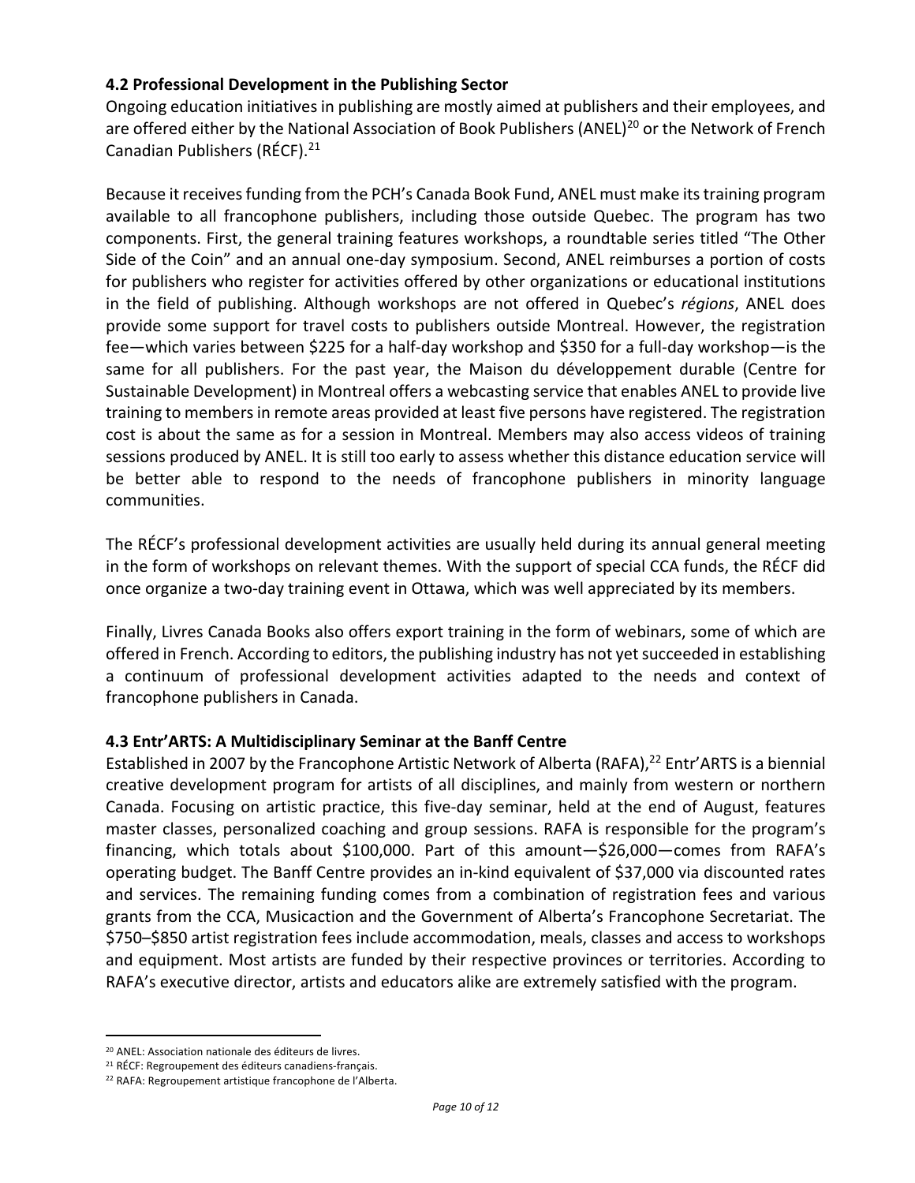### 4.2 Professional Development in the Publishing Sector

Ongoing education initiatives in publishing are mostly aimed at publishers and their employees, and are offered either by the National Association of Book Publishers (ANEL)[20] or the Network of French Canadian Publishers (RÉCF).[21]

Because it receives funding from the PCH's Canada Book Fund, ANEL must make its training program available to all francophone publishers, including those outside Quebec. The program has two components. First, the general training features workshops, a roundtable series titled "The Other Side of the Coin" and an annual one-day symposium. Second, ANEL reimburses a portion of costs for publishers who register for activities offered by other organizations or educational institutions in the field of publishing. Although workshops are not offered in Quebec's *régions*, ANEL does provide some support for travel costs to publishers outside Montreal. However, the registration fee—which varies between $225 for a half-day workshop and $350 for a full-day workshop—is the same for all publishers. For the past year, the Maison du développement durable (Centre for Sustainable Development) in Montreal offers a webcasting service that enables ANEL to provide live training to members in remote areas provided at least five persons have registered. The registration cost is about the same as for a session in Montreal. Members may also access videos of training sessions produced by ANEL. It is still too early to assess whether this distance education service will be better able to respond to the needs of francophone publishers in minority language communities.

The RÉCF's professional development activities are usually held during its annual general meeting in the form of workshops on relevant themes. With the support of special CCA funds, the RÉCF did once organize a two-day training event in Ottawa, which was well appreciated by its members.

Finally, Livres Canada Books also offers export training in the form of webinars, some of which are offered in French. According to editors, the publishing industry has not yet succeeded in establishing a continuum of professional development activities adapted to the needs and context of francophone publishers in Canada.

### 4.3 Entr'ARTS: A Multidisciplinary Seminar at the Banff Centre

Established in 2007 by the Francophone Artistic Network of Alberta (RAFA),[22] Entr'ARTS is a biennial creative development program for artists of all disciplines, and mainly from western or northern Canada. Focusing on artistic practice, this five-day seminar, held at the end of August, features master classes, personalized coaching and group sessions. RAFA is responsible for the program's financing, which totals about $100,000. Part of this amount—$26,000—comes from RAFA's operating budget. The Banff Centre provides an in-kind equivalent of $37,000 via discounted rates and services. The remaining funding comes from a combination of registration fees and various grants from the CCA, Musicaction and the Government of Alberta's Francophone Secretariat. The $750–$850 artist registration fees include accommodation, meals, classes and access to workshops and equipment. Most artists are funded by their respective provinces or territories. According to RAFA's executive director, artists and educators alike are extremely satisfied with the program.

---

[20] ANEL: Association nationale des éditeurs de livres.

[21] RÉCF: Regroupement des éditeurs canadiens-français.

[22] RAFA: Regroupement artistique francophone de l'Alberta.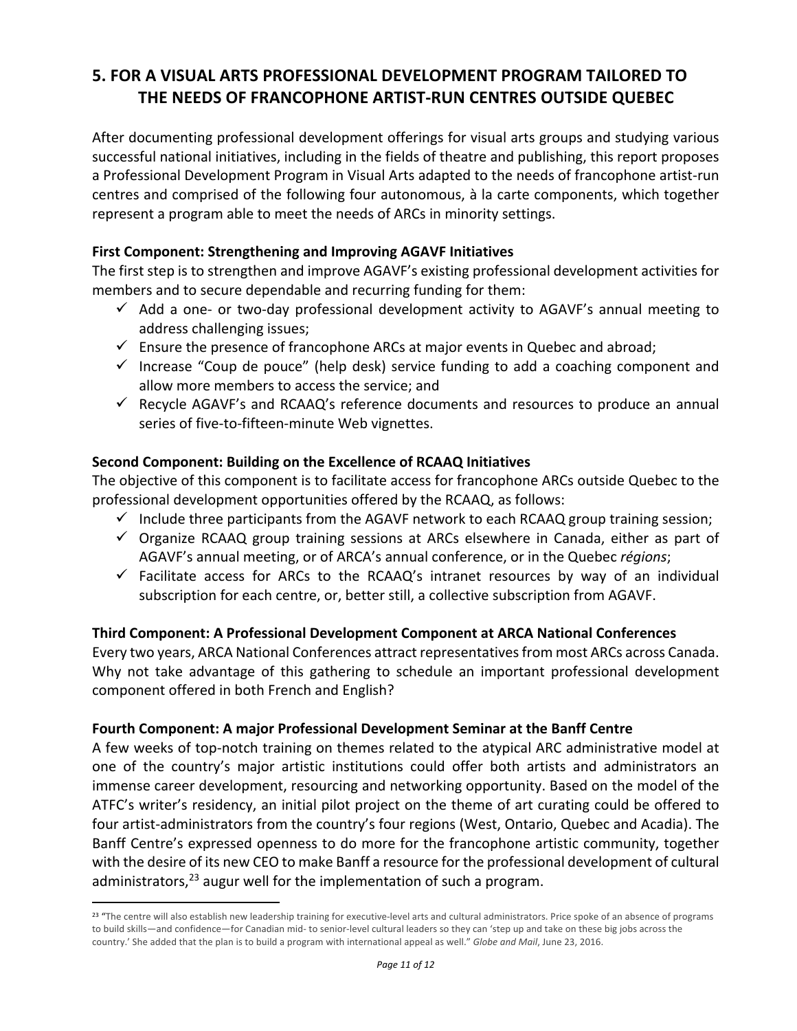## 5. FOR A VISUAL ARTS PROFESSIONAL DEVELOPMENT PROGRAM TAILORED TO THE NEEDS OF FRANCOPHONE ARTIST-RUN CENTRES OUTSIDE QUEBEC

After documenting professional development offerings for visual arts groups and studying various successful national initiatives, including in the fields of theatre and publishing, this report proposes a Professional Development Program in Visual Arts adapted to the needs of francophone artist-run centres and comprised of the following four autonomous, à la carte components, which together represent a program able to meet the needs of ARCs in minority settings.

**First Component: Strengthening and Improving AGAVF Initiatives**
The first step is to strengthen and improve AGAVF's existing professional development activities for members and to secure dependable and recurring funding for them:

- ✓ Add a one- or two-day professional development activity to AGAVF's annual meeting to address challenging issues;
- ✓ Ensure the presence of francophone ARCs at major events in Quebec and abroad;
- ✓ Increase "Coup de pouce" (help desk) service funding to add a coaching component and allow more members to access the service; and
- ✓ Recycle AGAVF's and RCAAQ's reference documents and resources to produce an annual series of five-to-fifteen-minute Web vignettes.

**Second Component: Building on the Excellence of RCAAQ Initiatives**
The objective of this component is to facilitate access for francophone ARCs outside Quebec to the professional development opportunities offered by the RCAAQ, as follows:

- ✓ Include three participants from the AGAVF network to each RCAAQ group training session;
- ✓ Organize RCAAQ group training sessions at ARCs elsewhere in Canada, either as part of AGAVF's annual meeting, or of ARCA's annual conference, or in the Quebec *régions*;
- ✓ Facilitate access for ARCs to the RCAAQ's intranet resources by way of an individual subscription for each centre, or, better still, a collective subscription from AGAVF.

**Third Component: A Professional Development Component at ARCA National Conferences**
Every two years, ARCA National Conferences attract representatives from most ARCs across Canada. Why not take advantage of this gathering to schedule an important professional development component offered in both French and English?

**Fourth Component: A major Professional Development Seminar at the Banff Centre**
A few weeks of top-notch training on themes related to the atypical ARC administrative model at one of the country's major artistic institutions could offer both artists and administrators an immense career development, resourcing and networking opportunity. Based on the model of the ATFC's writer's residency, an initial pilot project on the theme of art curating could be offered to four artist-administrators from the country's four regions (West, Ontario, Quebec and Acadia). The Banff Centre's expressed openness to do more for the francophone artistic community, together with the desire of its new CEO to make Banff a resource for the professional development of cultural administrators,[23] augur well for the implementation of such a program.

[23] "The centre will also establish new leadership training for executive-level arts and cultural administrators. Price spoke of an absence of programs to build skills—and confidence—for Canadian mid- to senior-level cultural leaders so they can 'step up and take on these big jobs across the country.' She added that the plan is to build a program with international appeal as well." *Globe and Mail*, June 23, 2016.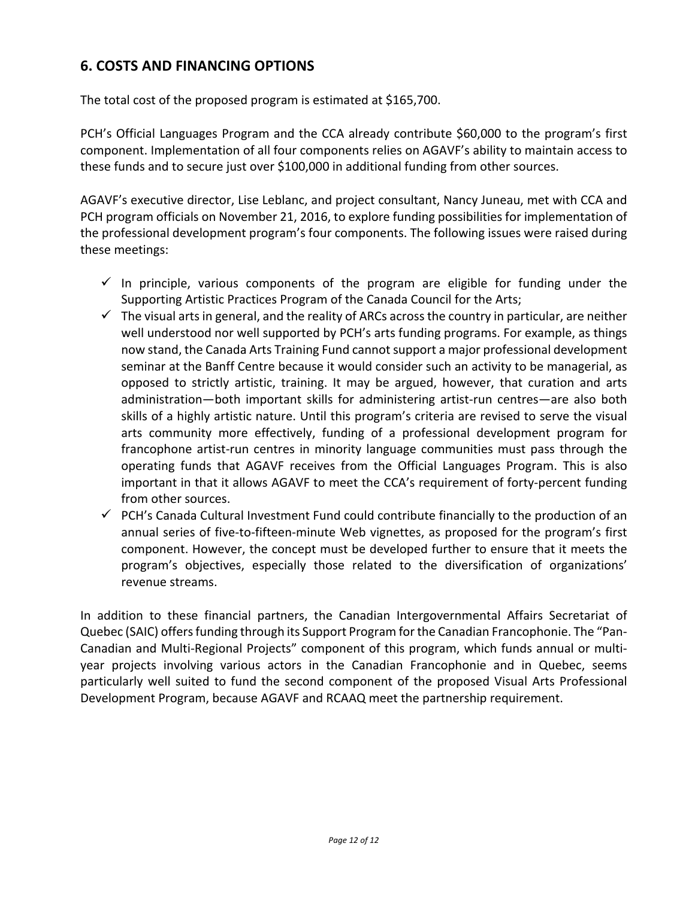## 6. COSTS AND FINANCING OPTIONS

The total cost of the proposed program is estimated at $165,700.

PCH's Official Languages Program and the CCA already contribute $60,000 to the program's first component. Implementation of all four components relies on AGAVF's ability to maintain access to these funds and to secure just over $100,000 in additional funding from other sources.

AGAVF's executive director, Lise Leblanc, and project consultant, Nancy Juneau, met with CCA and PCH program officials on November 21, 2016, to explore funding possibilities for implementation of the professional development program's four components. The following issues were raised during these meetings:

- ✓ In principle, various components of the program are eligible for funding under the Supporting Artistic Practices Program of the Canada Council for the Arts;
- ✓ The visual arts in general, and the reality of ARCs across the country in particular, are neither well understood nor well supported by PCH's arts funding programs. For example, as things now stand, the Canada Arts Training Fund cannot support a major professional development seminar at the Banff Centre because it would consider such an activity to be managerial, as opposed to strictly artistic, training. It may be argued, however, that curation and arts administration—both important skills for administering artist-run centres—are also both skills of a highly artistic nature. Until this program's criteria are revised to serve the visual arts community more effectively, funding of a professional development program for francophone artist-run centres in minority language communities must pass through the operating funds that AGAVF receives from the Official Languages Program. This is also important in that it allows AGAVF to meet the CCA's requirement of forty-percent funding from other sources.
- ✓ PCH's Canada Cultural Investment Fund could contribute financially to the production of an annual series of five-to-fifteen-minute Web vignettes, as proposed for the program's first component. However, the concept must be developed further to ensure that it meets the program's objectives, especially those related to the diversification of organizations' revenue streams.

In addition to these financial partners, the Canadian Intergovernmental Affairs Secretariat of Quebec (SAIC) offers funding through its Support Program for the Canadian Francophonie. The "Pan-Canadian and Multi-Regional Projects" component of this program, which funds annual or multi-year projects involving various actors in the Canadian Francophonie and in Quebec, seems particularly well suited to fund the second component of the proposed Visual Arts Professional Development Program, because AGAVF and RCAAQ meet the partnership requirement.